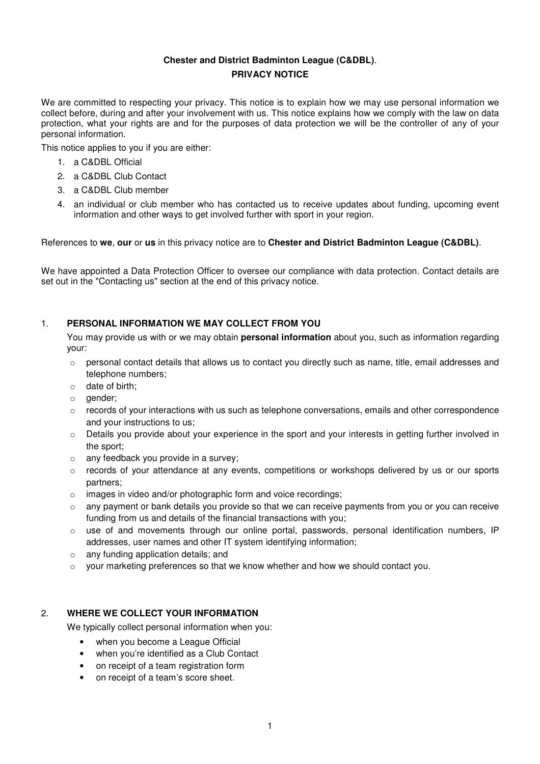**Chester and District Badminton League (C&DBL)**.

**PRIVACY NOTICE**

We are committed to respecting your privacy. This notice is to explain how we may use personal information we collect before, during and after your involvement with us. This notice explains how we comply with the law on data protection, what your rights are and for the purposes of data protection we will be the controller of any of your personal information.

This notice applies to you if you are either:

1. a C&DBL Official
2. a C&DBL Club Contact
3. a C&DBL Club member
4. an individual or club member who has contacted us to receive updates about funding, upcoming event information and other ways to get involved further with sport in your region.

References to **we**, **our** or **us** in this privacy notice are to **Chester and District Badminton League (C&DBL)**.

We have appointed a Data Protection Officer to oversee our compliance with data protection. Contact details are set out in the "Contacting us" section at the end of this privacy notice.

## 1. PERSONAL INFORMATION WE MAY COLLECT FROM YOU

You may provide us with or we may obtain **personal information** about you, such as information regarding your:

- personal contact details that allows us to contact you directly such as name, title, email addresses and telephone numbers;
- date of birth;
- gender;
- records of your interactions with us such as telephone conversations, emails and other correspondence and your instructions to us;
- Details you provide about your experience in the sport and your interests in getting further involved in the sport;
- any feedback you provide in a survey;
- records of your attendance at any events, competitions or workshops delivered by us or our sports partners;
- images in video and/or photographic form and voice recordings;
- any payment or bank details you provide so that we can receive payments from you or you can receive funding from us and details of the financial transactions with you;
- use of and movements through our online portal, passwords, personal identification numbers, IP addresses, user names and other IT system identifying information;
- any funding application details; and
- your marketing preferences so that we know whether and how we should contact you.

## 2. WHERE WE COLLECT YOUR INFORMATION

We typically collect personal information when you:

- when you become a League Official
- when you're identified as a Club Contact
- on receipt of a team registration form
- on receipt of a team's score sheet.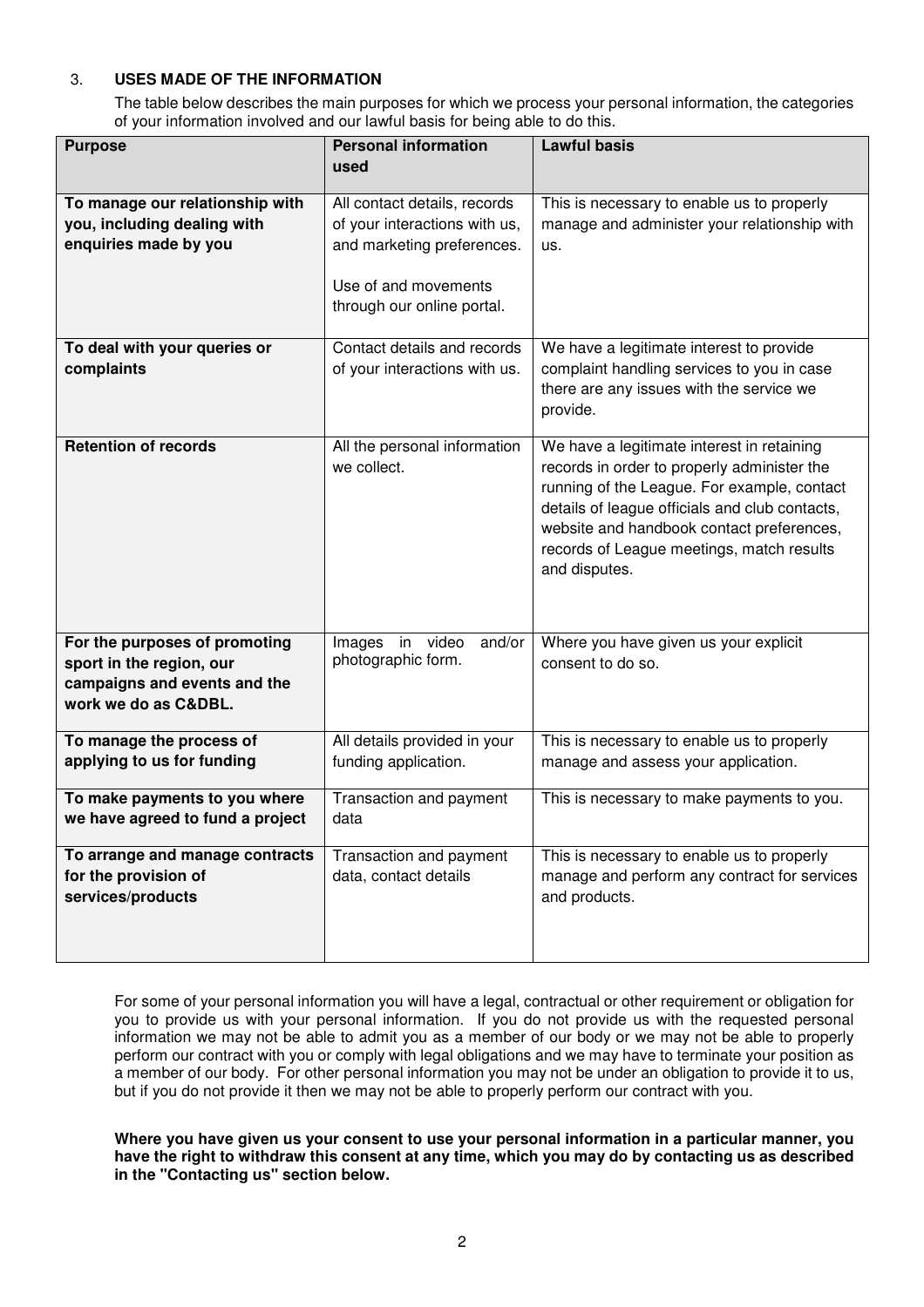## 3. USES MADE OF THE INFORMATION

The table below describes the main purposes for which we process your personal information, the categories of your information involved and our lawful basis for being able to do this.

| Purpose | Personal information used | Lawful basis |
|---|---|---|
| **To manage our relationship with you, including dealing with enquiries made by you** | All contact details, records of your interactions with us, and marketing preferences.<br><br>Use of and movements through our online portal. | This is necessary to enable us to properly manage and administer your relationship with us. |
| **To deal with your queries or complaints** | Contact details and records of your interactions with us. | We have a legitimate interest to provide complaint handling services to you in case there are any issues with the service we provide. |
| **Retention of records** | All the personal information we collect. | We have a legitimate interest in retaining records in order to properly administer the running of the League. For example, contact details of league officials and club contacts, website and handbook contact preferences, records of League meetings, match results and disputes. |
| **For the purposes of promoting sport in the region, our campaigns and events and the work we do as C&DBL.** | Images in video and/or photographic form. | Where you have given us your explicit consent to do so. |
| **To manage the process of applying to us for funding** | All details provided in your funding application. | This is necessary to enable us to properly manage and assess your application. |
| **To make payments to you where we have agreed to fund a project** | Transaction and payment data | This is necessary to make payments to you. |
| **To arrange and manage contracts for the provision of services/products** | Transaction and payment data, contact details | This is necessary to enable us to properly manage and perform any contract for services and products. |

For some of your personal information you will have a legal, contractual or other requirement or obligation for you to provide us with your personal information. If you do not provide us with the requested personal information we may not be able to admit you as a member of our body or we may not be able to properly perform our contract with you or comply with legal obligations and we may have to terminate your position as a member of our body. For other personal information you may not be under an obligation to provide it to us, but if you do not provide it then we may not be able to properly perform our contract with you.

**Where you have given us your consent to use your personal information in a particular manner, you have the right to withdraw this consent at any time, which you may do by contacting us as described in the "Contacting us" section below.**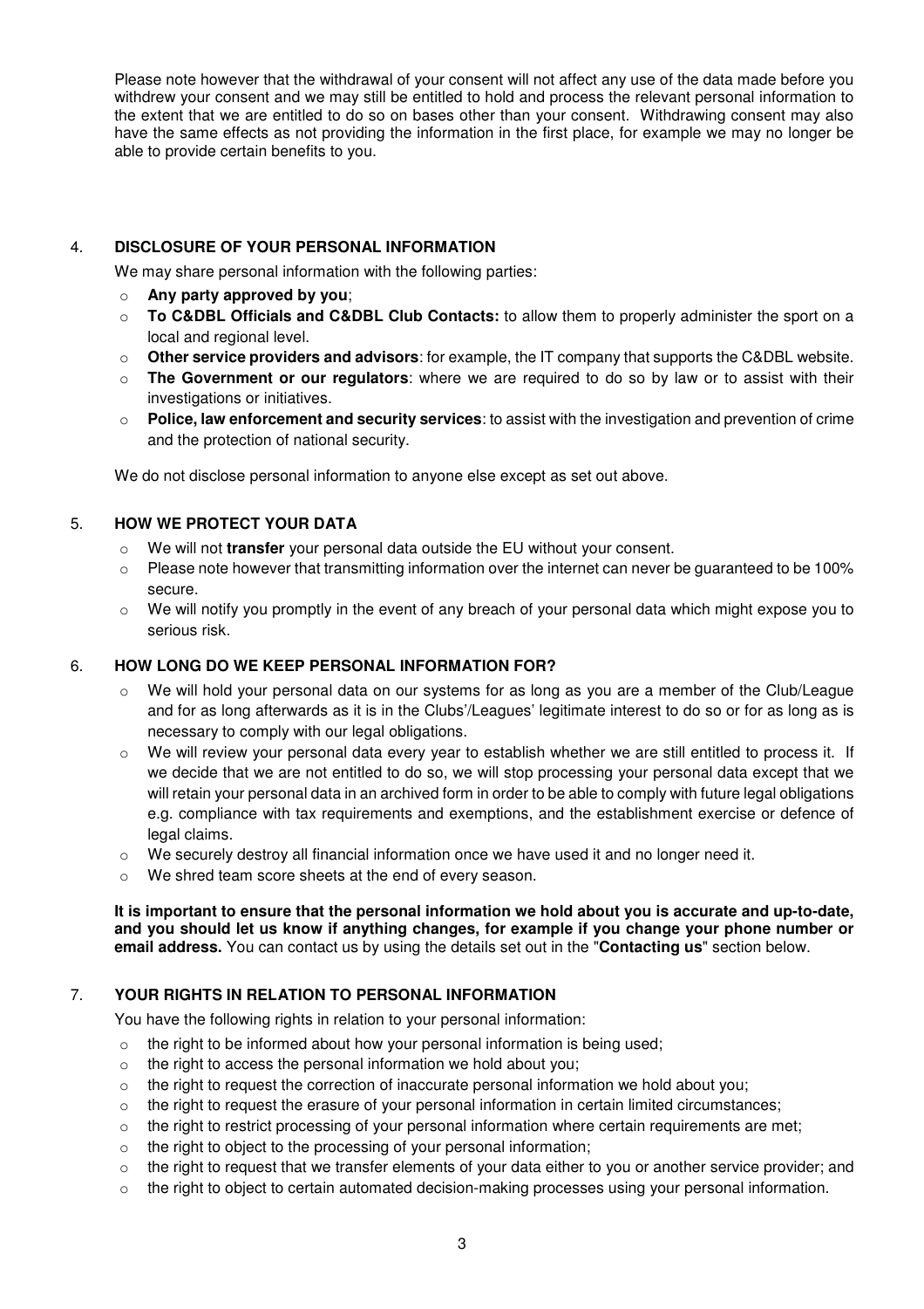Please note however that the withdrawal of your consent will not affect any use of the data made before you withdrew your consent and we may still be entitled to hold and process the relevant personal information to the extent that we are entitled to do so on bases other than your consent. Withdrawing consent may also have the same effects as not providing the information in the first place, for example we may no longer be able to provide certain benefits to you.

## 4. DISCLOSURE OF YOUR PERSONAL INFORMATION

We may share personal information with the following parties:

- **Any party approved by you**;
- **To C&DBL Officials and C&DBL Club Contacts:** to allow them to properly administer the sport on a local and regional level.
- **Other service providers and advisors**: for example, the IT company that supports the C&DBL website.
- **The Government or our regulators**: where we are required to do so by law or to assist with their investigations or initiatives.
- **Police, law enforcement and security services**: to assist with the investigation and prevention of crime and the protection of national security.

We do not disclose personal information to anyone else except as set out above.

## 5. HOW WE PROTECT YOUR DATA

- We will not **transfer** your personal data outside the EU without your consent.
- Please note however that transmitting information over the internet can never be guaranteed to be 100% secure.
- We will notify you promptly in the event of any breach of your personal data which might expose you to serious risk.

## 6. HOW LONG DO WE KEEP PERSONAL INFORMATION FOR?

- We will hold your personal data on our systems for as long as you are a member of the Club/League and for as long afterwards as it is in the Clubs'/Leagues' legitimate interest to do so or for as long as is necessary to comply with our legal obligations.
- We will review your personal data every year to establish whether we are still entitled to process it. If we decide that we are not entitled to do so, we will stop processing your personal data except that we will retain your personal data in an archived form in order to be able to comply with future legal obligations e.g. compliance with tax requirements and exemptions, and the establishment exercise or defence of legal claims.
- We securely destroy all financial information once we have used it and no longer need it.
- We shred team score sheets at the end of every season.

**It is important to ensure that the personal information we hold about you is accurate and up-to-date, and you should let us know if anything changes, for example if you change your phone number or email address.** You can contact us by using the details set out in the "**Contacting us**" section below.

## 7. YOUR RIGHTS IN RELATION TO PERSONAL INFORMATION

You have the following rights in relation to your personal information:

- the right to be informed about how your personal information is being used;
- the right to access the personal information we hold about you;
- the right to request the correction of inaccurate personal information we hold about you;
- the right to request the erasure of your personal information in certain limited circumstances;
- the right to restrict processing of your personal information where certain requirements are met;
- the right to object to the processing of your personal information;
- the right to request that we transfer elements of your data either to you or another service provider; and
- the right to object to certain automated decision-making processes using your personal information.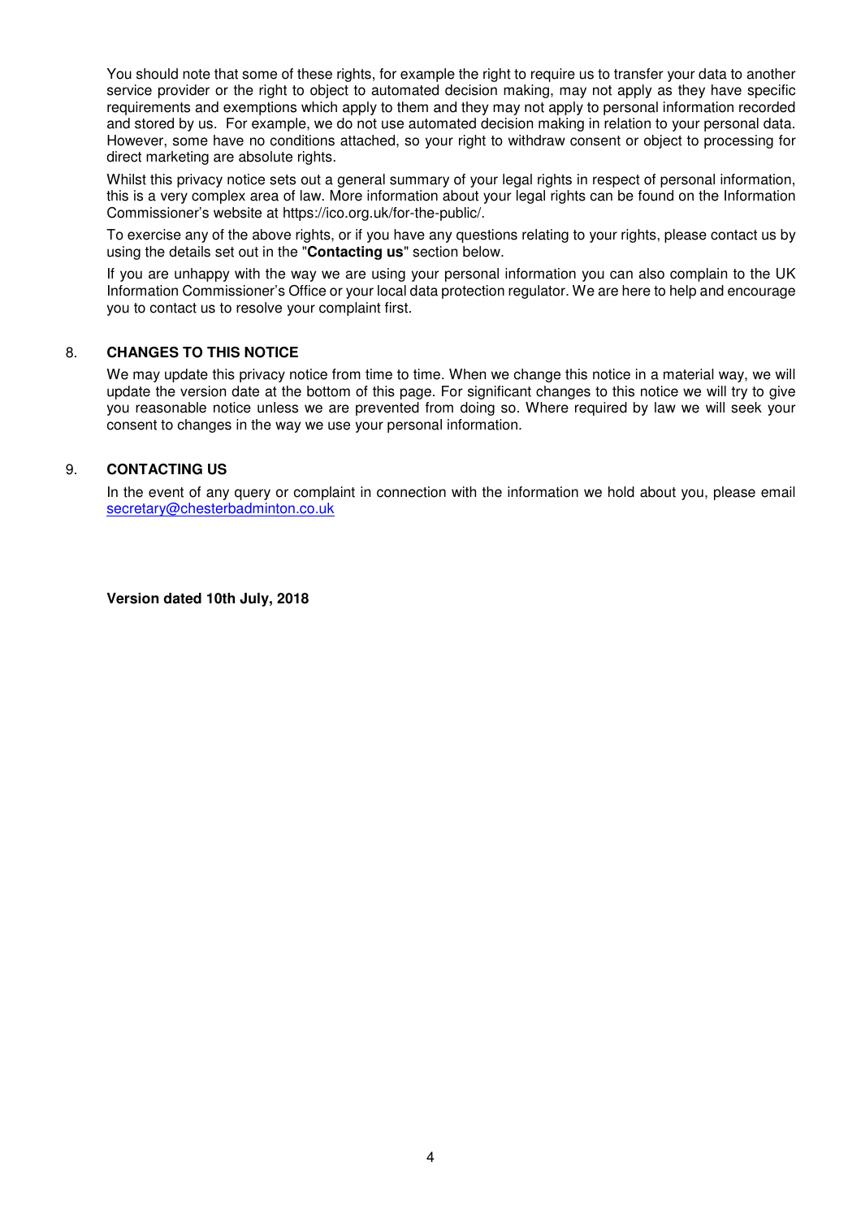You should note that some of these rights, for example the right to require us to transfer your data to another service provider or the right to object to automated decision making, may not apply as they have specific requirements and exemptions which apply to them and they may not apply to personal information recorded and stored by us. For example, we do not use automated decision making in relation to your personal data. However, some have no conditions attached, so your right to withdraw consent or object to processing for direct marketing are absolute rights.

Whilst this privacy notice sets out a general summary of your legal rights in respect of personal information, this is a very complex area of law. More information about your legal rights can be found on the Information Commissioner's website at https://ico.org.uk/for-the-public/.

To exercise any of the above rights, or if you have any questions relating to your rights, please contact us by using the details set out in the "**Contacting us**" section below.

If you are unhappy with the way we are using your personal information you can also complain to the UK Information Commissioner's Office or your local data protection regulator. We are here to help and encourage you to contact us to resolve your complaint first.

## 8. CHANGES TO THIS NOTICE

We may update this privacy notice from time to time. When we change this notice in a material way, we will update the version date at the bottom of this page. For significant changes to this notice we will try to give you reasonable notice unless we are prevented from doing so. Where required by law we will seek your consent to changes in the way we use your personal information.

## 9. CONTACTING US

In the event of any query or complaint in connection with the information we hold about you, please email secretary@chesterbadminton.co.uk

**Version dated 10th July, 2018**